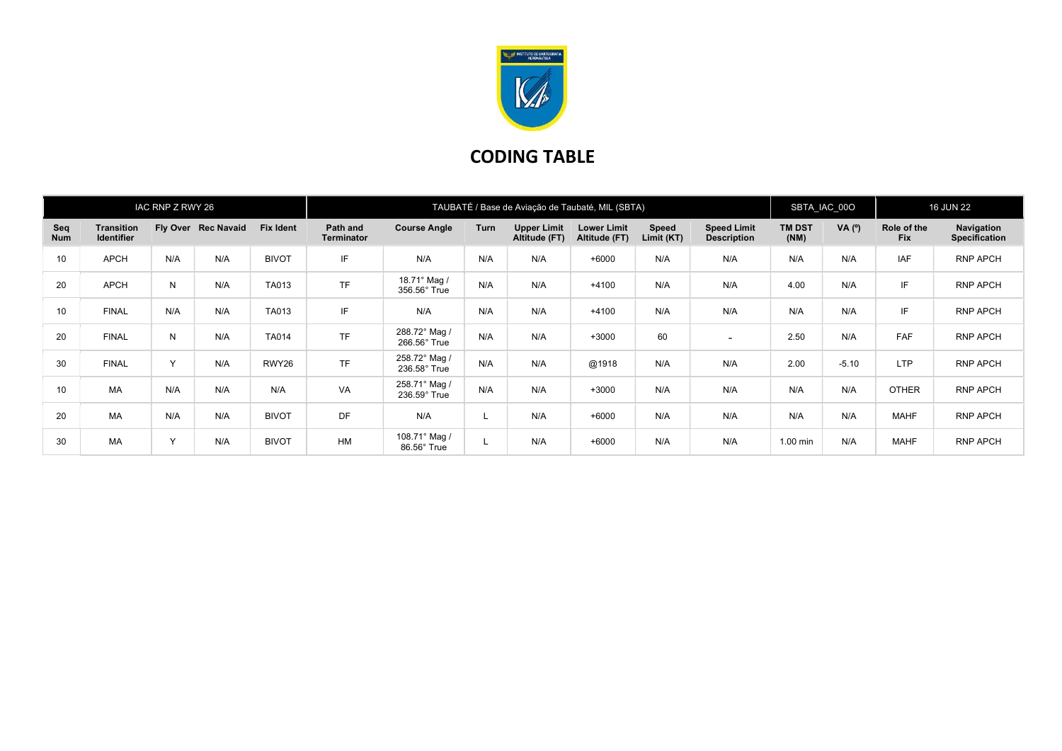# CODING TABLE

| IAC RNP Z RWY 26 | | | | TAUBATÉ / Base de Aviação de Taubaté, MIL (SBTA) | | | | | | | SBTA_IAC_00O | | 16 JUN 22 | |
|---|---|---|---|---|---|---|---|---|---|---|---|---|---|---|
| **Seq Num** | **Transition Identifier** | **Fly Over** | **Rec Navaid** | **Fix Ident** | **Path and Terminator** | **Course Angle** | **Turn** | **Upper Limit Altitude (FT)** | **Lower Limit Altitude (FT)** | **Speed Limit (KT)** | **Speed Limit Description** | **TM DST (NM)** | **VA (º)** | **Role of the Fix** | **Navigation Specification** |
| 10 | APCH | N/A | N/A | BIVOT | IF | N/A | N/A | N/A | +6000 | N/A | N/A | N/A | N/A | IAF | RNP APCH |
| 20 | APCH | N | N/A | TA013 | TF | 18.71° Mag / 356.56° True | N/A | N/A | +4100 | N/A | N/A | 4.00 | N/A | IF | RNP APCH |
| 10 | FINAL | N/A | N/A | TA013 | IF | N/A | N/A | N/A | +4100 | N/A | N/A | N/A | N/A | IF | RNP APCH |
| 20 | FINAL | N | N/A | TA014 | TF | 288.72° Mag / 266.56° True | N/A | N/A | +3000 | 60 | - | 2.50 | N/A | FAF | RNP APCH |
| 30 | FINAL | Y | N/A | RWY26 | TF | 258.72° Mag / 236.58° True | N/A | N/A | @1918 | N/A | N/A | 2.00 | -5.10 | LTP | RNP APCH |
| 10 | MA | N/A | N/A | N/A | VA | 258.71° Mag / 236.59° True | N/A | N/A | +3000 | N/A | N/A | N/A | N/A | OTHER | RNP APCH |
| 20 | MA | N/A | N/A | BIVOT | DF | N/A | L | N/A | +6000 | N/A | N/A | N/A | N/A | MAHF | RNP APCH |
| 30 | MA | Y | N/A | BIVOT | HM | 108.71° Mag / 86.56° True | L | N/A | +6000 | N/A | N/A | 1.00 min | N/A | MAHF | RNP APCH |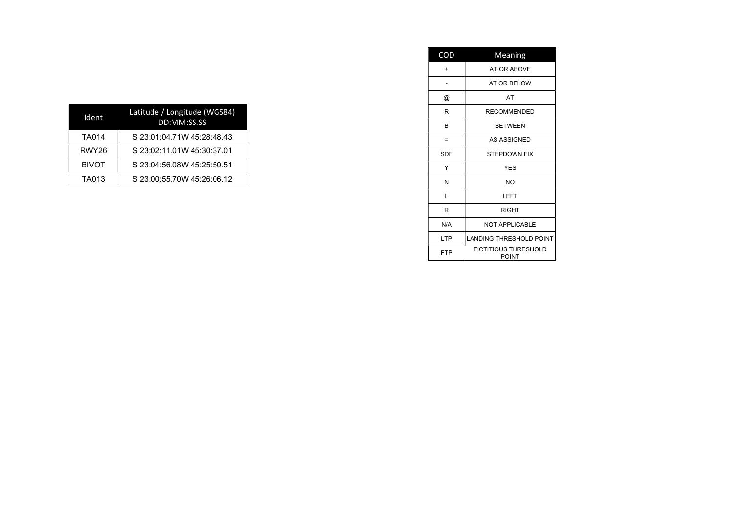| Ident | Latitude / Longitude (WGS84) DD:MM:SS.SS |
|---|---|
| TA014 | S 23:01:04.71W 45:28:48.43 |
| RWY26 | S 23:02:11.01W 45:30:37.01 |
| BIVOT | S 23:04:56.08W 45:25:50.51 |
| TA013 | S 23:00:55.70W 45:26:06.12 |

| COD | Meaning |
|---|---|
| + | AT OR ABOVE |
| - | AT OR BELOW |
| @ | AT |
| R | RECOMMENDED |
| B | BETWEEN |
| = | AS ASSIGNED |
| SDF | STEPDOWN FIX |
| Y | YES |
| N | NO |
| L | LEFT |
| R | RIGHT |
| N/A | NOT APPLICABLE |
| LTP | LANDING THRESHOLD POINT |
| FTP | FICTITIOUS THRESHOLD POINT |